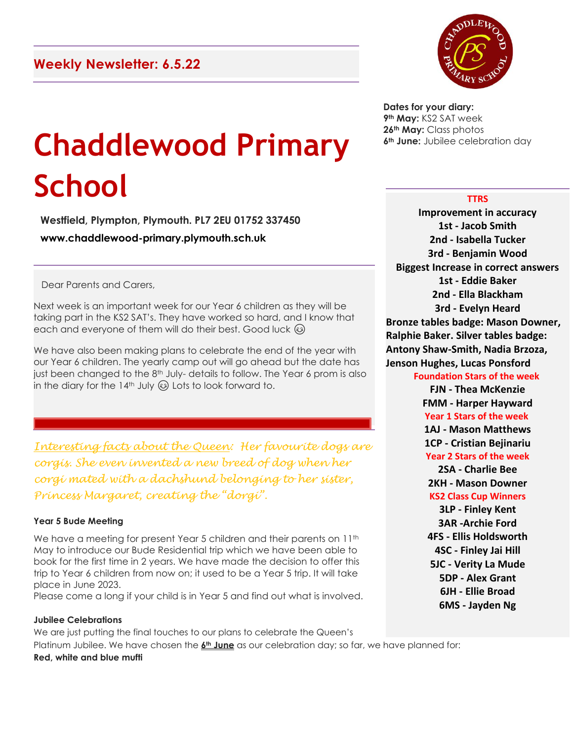## Weekly Newsletter: 6.5.22

# Chaddlewood Primary School

**Westfield, Plympton, Plymouth. PL7 2EU 01752 337450**

**www.chaddlewood-primary.plymouth.sch.uk**

Dear Parents and Carers,

Next week is an important week for our Year 6 children as they will be taking part in the KS2 SAT's. They have worked so hard, and I know that each and everyone of them will do their best. Good luck 😊

We have also been making plans to celebrate the end of the year with our Year 6 children. The yearly camp out will go ahead but the date has just been changed to the 8th July- details to follow. The Year 6 prom is also in the diary for the 14th July 😊 Lots to look forward to.

*Interesting facts about the Queen: Her favourite dogs are corgis. She even invented a new breed of dog when her corgi mated with a dachshund belonging to her sister, Princess Margaret, creating the "dorgi".*

#### Year 5 Bude Meeting

We have a meeting for present Year 5 children and their parents on 11th May to introduce our Bude Residential trip which we have been able to book for the first time in 2 years. We have made the decision to offer this trip to Year 6 children from now on; it used to be a Year 5 trip. It will take place in June 2023.
Please come a long if your child is in Year 5 and find out what is involved.

#### Jubilee Celebrations

We are just putting the final touches to our plans to celebrate the Queen's Platinum Jubilee. We have chosen the **6th June** as our celebration day; so far, we have planned for:

**Red, white and blue mufti**

**Dates for your diary:**
**9th May:** KS2 SAT week
**26th May:** Class photos
**6th June:** Jubilee celebration day

**TTRS**

**Improvement in accuracy**
**1st - Jacob Smith**
**2nd - Isabella Tucker**
**3rd - Benjamin Wood**

**Biggest Increase in correct answers**
**1st - Eddie Baker**
**2nd - Ella Blackham**
**3rd - Evelyn Heard**

**Bronze tables badge: Mason Downer, Ralphie Baker. Silver tables badge: Antony Shaw-Smith, Nadia Brzoza, Jenson Hughes, Lucas Ponsford**

**Foundation Stars of the week**
**FJN - Thea McKenzie**
**FMM - Harper Hayward**

**Year 1 Stars of the week**
**1AJ - Mason Matthews**
**1CP - Cristian Bejinariu**

**Year 2 Stars of the week**
**2SA - Charlie Bee**
**2KH - Mason Downer**

**KS2 Class Cup Winners**
**3LP - Finley Kent**
**3AR -Archie Ford**
**4FS - Ellis Holdsworth**
**4SC - Finley Jai Hill**
**5JC - Verity La Mude**
**5DP - Alex Grant**
**6JH - Ellie Broad**
**6MS - Jayden Ng**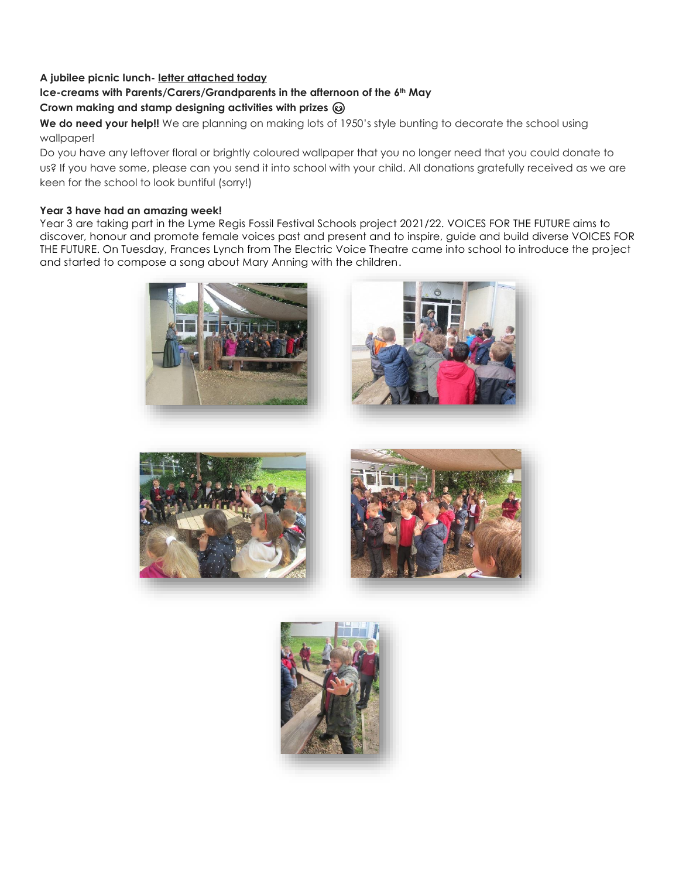**A jubilee picnic lunch-** **letter attached today**

**Ice-creams with Parents/Carers/Grandparents in the afternoon of the 6th May**

**Crown making and stamp designing activities with prizes ☺**

**We do need your help!!** We are planning on making lots of 1950's style bunting to decorate the school using wallpaper!

Do you have any leftover floral or brightly coloured wallpaper that you no longer need that you could donate to us? If you have some, please can you send it into school with your child. All donations gratefully received as we are keen for the school to look buntiful (sorry!)

**Year 3 have had an amazing week!**

Year 3 are taking part in the Lyme Regis Fossil Festival Schools project 2021/22. VOICES FOR THE FUTURE aims to discover, honour and promote female voices past and present and to inspire, guide and build diverse VOICES FOR THE FUTURE. On Tuesday, Frances Lynch from The Electric Voice Theatre came into school to introduce the project and started to compose a song about Mary Anning with the children.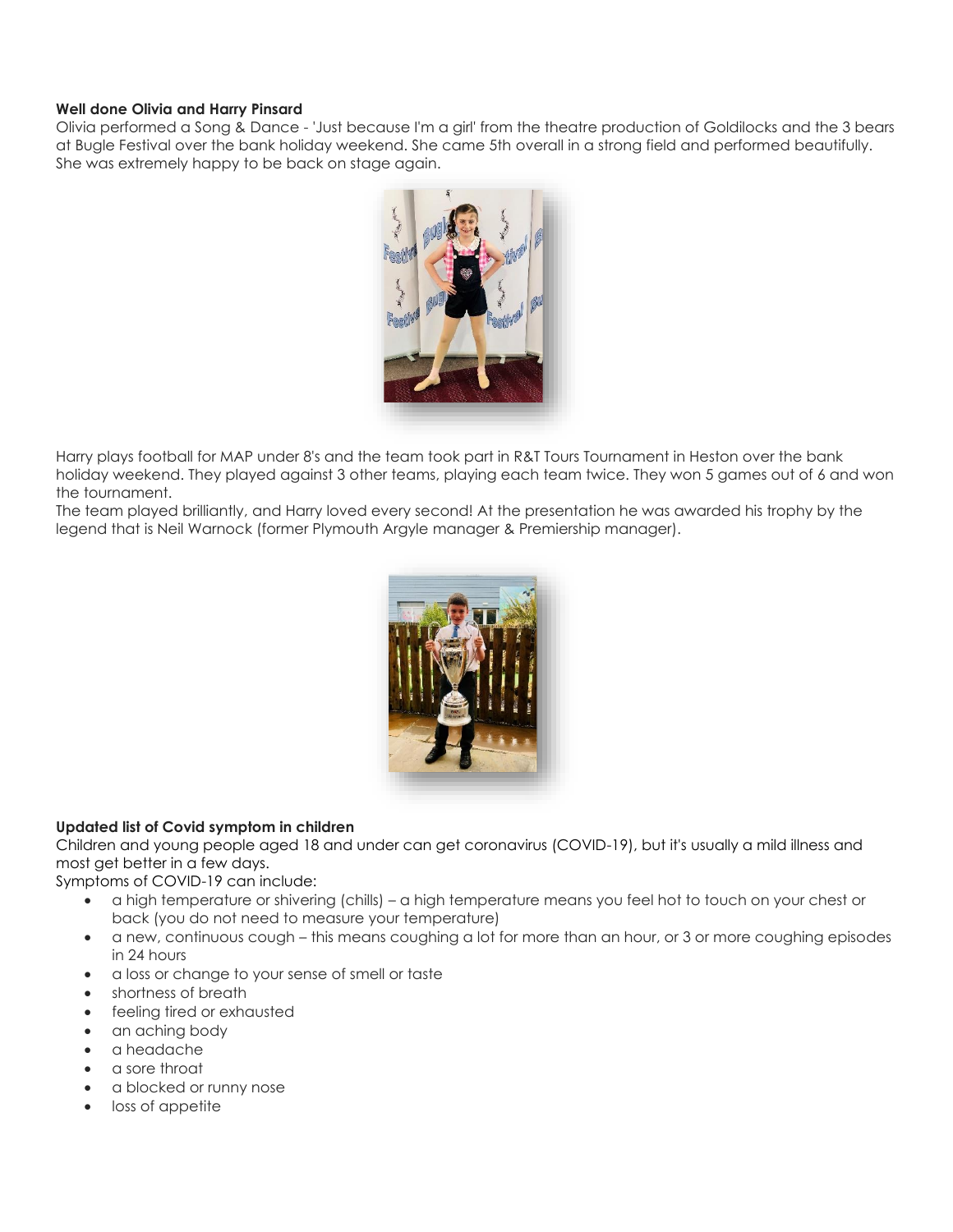**Well done Olivia and Harry Pinsard**

Olivia performed a Song & Dance - 'Just because I'm a girl' from the theatre production of Goldilocks and the 3 bears at Bugle Festival over the bank holiday weekend. She came 5th overall in a strong field and performed beautifully. She was extremely happy to be back on stage again.

Harry plays football for MAP under 8's and the team took part in R&T Tours Tournament in Heston over the bank holiday weekend. They played against 3 other teams, playing each team twice. They won 5 games out of 6 and won the tournament.

The team played brilliantly, and Harry loved every second! At the presentation he was awarded his trophy by the legend that is Neil Warnock (former Plymouth Argyle manager & Premiership manager).

**Updated list of Covid symptom in children**

Children and young people aged 18 and under can get coronavirus (COVID-19), but it's usually a mild illness and most get better in a few days.

Symptoms of COVID-19 can include:

- a high temperature or shivering (chills) – a high temperature means you feel hot to touch on your chest or back (you do not need to measure your temperature)
- a new, continuous cough – this means coughing a lot for more than an hour, or 3 or more coughing episodes in 24 hours
- a loss or change to your sense of smell or taste
- shortness of breath
- feeling tired or exhausted
- an aching body
- a headache
- a sore throat
- a blocked or runny nose
- loss of appetite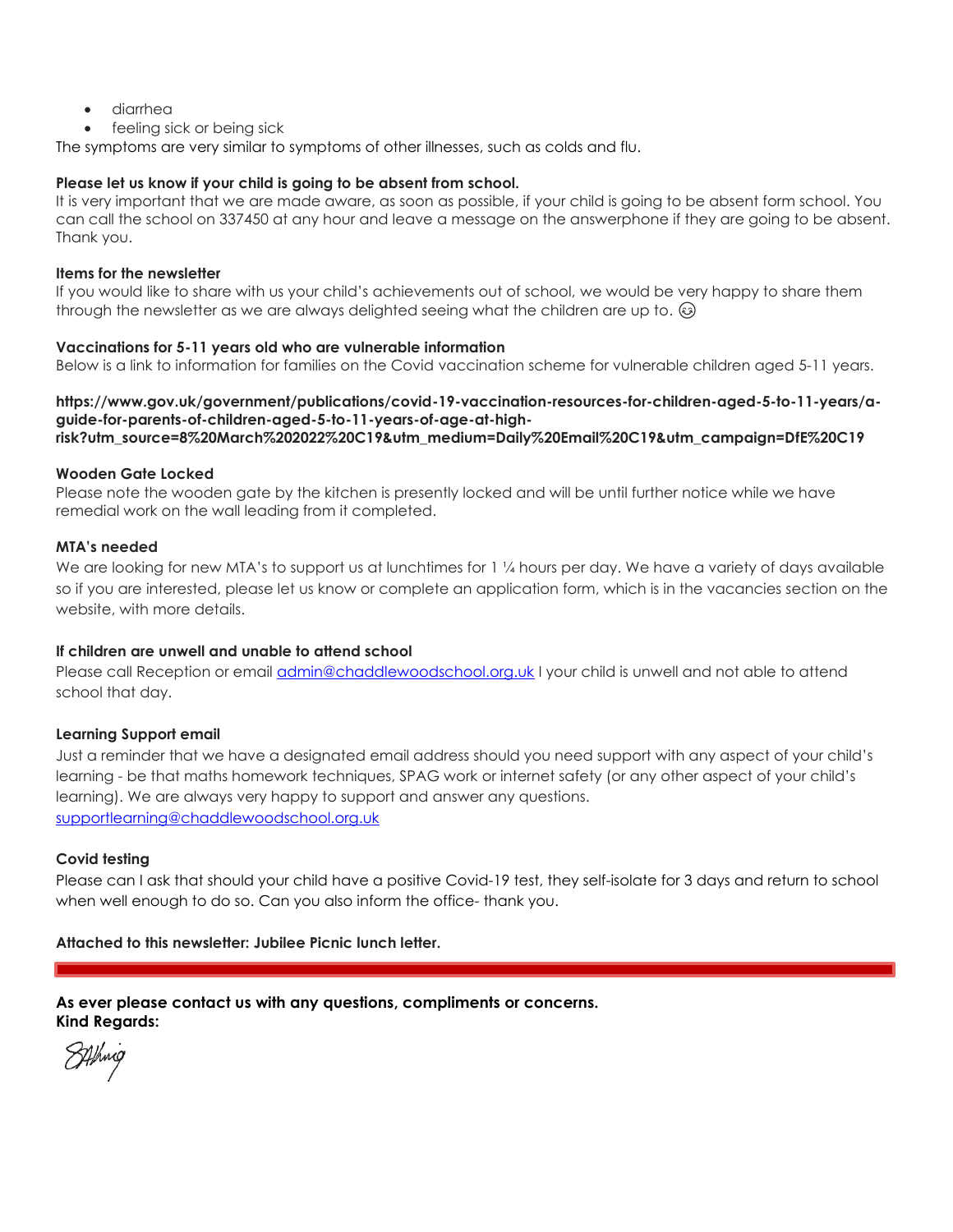- diarrhea
- feeling sick or being sick

The symptoms are very similar to symptoms of other illnesses, such as colds and flu.

**Please let us know if your child is going to be absent from school.**

It is very important that we are made aware, as soon as possible, if your child is going to be absent form school. You can call the school on 337450 at any hour and leave a message on the answerphone if they are going to be absent. Thank you.

**Items for the newsletter**

If you would like to share with us your child's achievements out of school, we would be very happy to share them through the newsletter as we are always delighted seeing what the children are up to. 😊

**Vaccinations for 5-11 years old who are vulnerable information**

Below is a link to information for families on the Covid vaccination scheme for vulnerable children aged 5-11 years.

**https://www.gov.uk/government/publications/covid-19-vaccination-resources-for-children-aged-5-to-11-years/a-guide-for-parents-of-children-aged-5-to-11-years-of-age-at-high-risk?utm_source=8%20March%202022%20C19&utm_medium=Daily%20Email%20C19&utm_campaign=DfE%20C19**

**Wooden Gate Locked**

Please note the wooden gate by the kitchen is presently locked and will be until further notice while we have remedial work on the wall leading from it completed.

**MTA's needed**

We are looking for new MTA's to support us at lunchtimes for 1 ¼ hours per day. We have a variety of days available so if you are interested, please let us know or complete an application form, which is in the vacancies section on the website, with more details.

**If children are unwell and unable to attend school**

Please call Reception or email admin@chaddlewoodschool.org.uk I your child is unwell and not able to attend school that day.

**Learning Support email**

Just a reminder that we have a designated email address should you need support with any aspect of your child's learning - be that maths homework techniques, SPAG work or internet safety (or any other aspect of your child's learning). We are always very happy to support and answer any questions.
supportlearning@chaddlewoodschool.org.uk

**Covid testing**

Please can I ask that should your child have a positive Covid-19 test, they self-isolate for 3 days and return to school when well enough to do so. Can you also inform the office- thank you.

**Attached to this newsletter: Jubilee Picnic lunch letter.**

---

**As ever please contact us with any questions, compliments or concerns.**
**Kind Regards:**